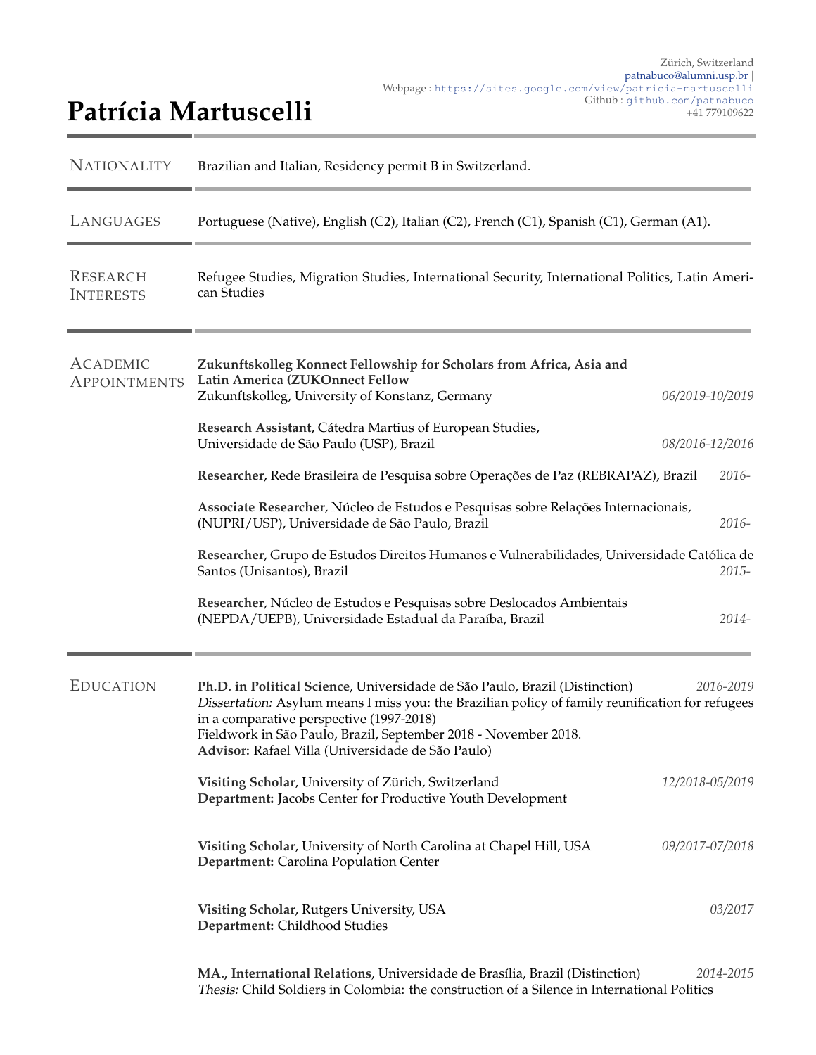Zürich, Switzerland
patnabuco@alumni.usp.br |
Webpage : https://sites.google.com/view/patricia-martuscelli
Github : github.com/patnabuco
+41 779109622

# Patrícia Martuscelli

## Nationality

Brazilian and Italian, Residency permit B in Switzerland.

## Languages

Portuguese (Native), English (C2), Italian (C2), French (C1), Spanish (C1), German (A1).

## Research Interests

Refugee Studies, Migration Studies, International Security, International Politics, Latin American Studies

## Academic Appointments

**Zukunftskolleg Konnect Fellowship for Scholars from Africa, Asia and Latin America (ZUKOnnect Fellow**
Zukunftskolleg, University of Konstanz, Germany — *06/2019-10/2019*

**Research Assistant**, Cátedra Martius of European Studies, Universidade de São Paulo (USP), Brazil — *08/2016-12/2016*

**Researcher**, Rede Brasileira de Pesquisa sobre Operações de Paz (REBRAPAZ), Brazil — *2016-*

**Associate Researcher**, Núcleo de Estudos e Pesquisas sobre Relações Internacionais, (NUPRI/USP), Universidade de São Paulo, Brazil — *2016-*

**Researcher**, Grupo de Estudos Direitos Humanos e Vulnerabilidades, Universidade Católica de Santos (Unisantos), Brazil — *2015-*

**Researcher**, Núcleo de Estudos e Pesquisas sobre Deslocados Ambientais (NEPDA/UEPB), Universidade Estadual da Paraíba, Brazil — *2014-*

## Education

**Ph.D. in Political Science**, Universidade de São Paulo, Brazil (Distinction) — *2016-2019*
*Dissertation:* Asylum means I miss you: the Brazilian policy of family reunification for refugees in a comparative perspective (1997-2018)
Fieldwork in São Paulo, Brazil, September 2018 - November 2018.
**Advisor:** Rafael Villa (Universidade de São Paulo)

**Visiting Scholar**, University of Zürich, Switzerland — *12/2018-05/2019*
**Department:** Jacobs Center for Productive Youth Development

**Visiting Scholar**, University of North Carolina at Chapel Hill, USA — *09/2017-07/2018*
**Department:** Carolina Population Center

**Visiting Scholar**, Rutgers University, USA — *03/2017*
**Department:** Childhood Studies

**MA., International Relations**, Universidade de Brasília, Brazil (Distinction) — *2014-2015*
*Thesis:* Child Soldiers in Colombia: the construction of a Silence in International Politics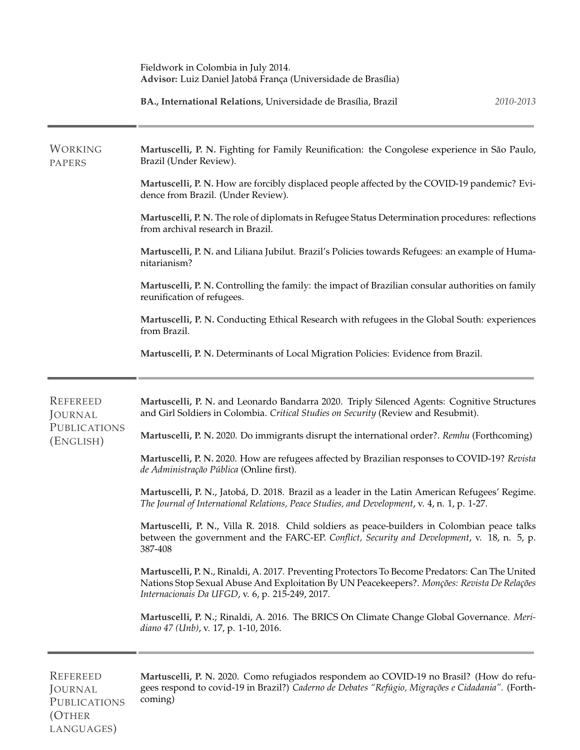Fieldwork in Colombia in July 2014.
**Advisor:** Luiz Daniel Jatobá França (Universidade de Brasília)

**BA., International Relations**, Universidade de Brasília, Brazil *2010-2013*

---

## Working papers

**Martuscelli, P. N.** Fighting for Family Reunification: the Congolese experience in São Paulo, Brazil (Under Review).

**Martuscelli, P. N.** How are forcibly displaced people affected by the COVID-19 pandemic? Evidence from Brazil. (Under Review).

**Martuscelli, P. N.** The role of diplomats in Refugee Status Determination procedures: reflections from archival research in Brazil.

**Martuscelli, P. N.** and Liliana Jubilut. Brazil's Policies towards Refugees: an example of Humanitarianism?

**Martuscelli, P. N.** Controlling the family: the impact of Brazilian consular authorities on family reunification of refugees.

**Martuscelli, P. N.** Conducting Ethical Research with refugees in the Global South: experiences from Brazil.

**Martuscelli, P. N.** Determinants of Local Migration Policies: Evidence from Brazil.

---

## Refereed Journal Publications (English)

**Martuscelli, P. N.** and Leonardo Bandarra 2020. Triply Silenced Agents: Cognitive Structures and Girl Soldiers in Colombia. *Critical Studies on Security* (Review and Resubmit).

**Martuscelli, P. N.** 2020. Do immigrants disrupt the international order?. *Remhu* (Forthcoming)

**Martuscelli, P. N.** 2020. How are refugees affected by Brazilian responses to COVID-19? *Revista de Administração Pública* (Online first).

**Martuscelli, P. N.**, Jatobá, D. 2018. Brazil as a leader in the Latin American Refugees' Regime. *The Journal of International Relations, Peace Studies, and Development*, v. 4, n. 1, p. 1-27.

**Martuscelli, P. N.**, Villa R. 2018. Child soldiers as peace-builders in Colombian peace talks between the government and the FARC-EP. *Conflict, Security and Development*, v. 18, n. 5, p. 387-408

**Martuscelli, P. N.**, Rinaldi, A. 2017. Preventing Protectors To Become Predators: Can The United Nations Stop Sexual Abuse And Exploitation By UN Peacekeepers?. *Monções: Revista De Relações Internacionais Da UFGD*, v. 6, p. 215-249, 2017.

**Martuscelli, P. N.**; Rinaldi, A. 2016. The BRICS On Climate Change Global Governance. *Meridiano 47 (Unb)*, v. 17, p. 1-10, 2016.

---

## Refereed Journal Publications (Other languages)

**Martuscelli, P. N.** 2020. Como refugiados respondem ao COVID-19 no Brasil? (How do refugees respond to covid-19 in Brazil?) *Caderno de Debates "Refúgio, Migrações e Cidadania"*. (Forthcoming)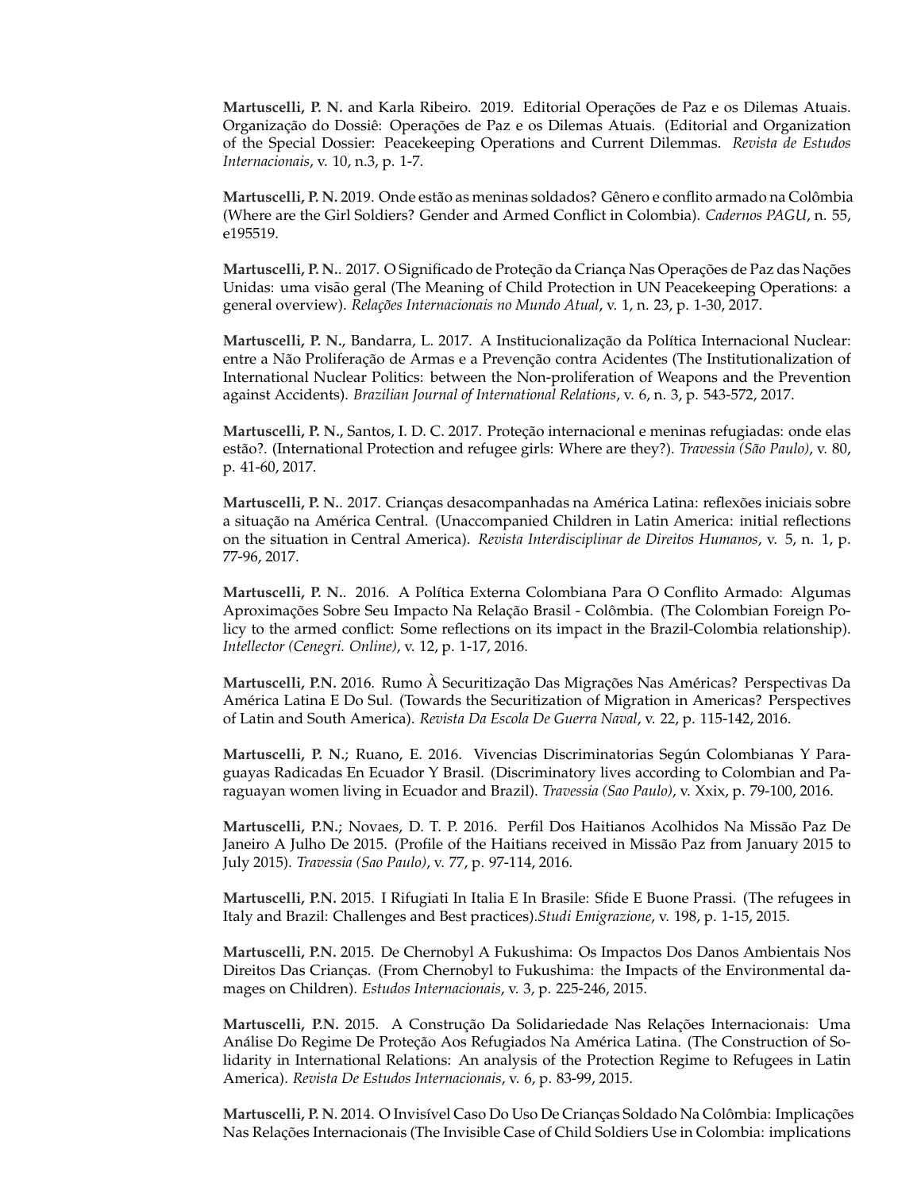**Martuscelli, P. N.** and Karla Ribeiro. 2019. Editorial Operações de Paz e os Dilemas Atuais. Organização do Dossiê: Operações de Paz e os Dilemas Atuais. (Editorial and Organization of the Special Dossier: Peacekeeping Operations and Current Dilemmas. *Revista de Estudos Internacionais*, v. 10, n.3, p. 1-7.

**Martuscelli, P. N.** 2019. Onde estão as meninas soldados? Gênero e conflito armado na Colômbia (Where are the Girl Soldiers? Gender and Armed Conflict in Colombia). *Cadernos PAGU*, n. 55, e195519.

**Martuscelli, P. N.**. 2017. O Significado de Proteção da Criança Nas Operações de Paz das Nações Unidas: uma visão geral (The Meaning of Child Protection in UN Peacekeeping Operations: a general overview). *Relações Internacionais no Mundo Atual*, v. 1, n. 23, p. 1-30, 2017.

**Martuscelli, P. N.**, Bandarra, L. 2017. A Institucionalização da Política Internacional Nuclear: entre a Não Proliferação de Armas e a Prevenção contra Acidentes (The Institutionalization of International Nuclear Politics: between the Non-proliferation of Weapons and the Prevention against Accidents). *Brazilian Journal of International Relations*, v. 6, n. 3, p. 543-572, 2017.

**Martuscelli, P. N.**, Santos, I. D. C. 2017. Proteção internacional e meninas refugiadas: onde elas estão?. (International Protection and refugee girls: Where are they?). *Travessia (São Paulo)*, v. 80, p. 41-60, 2017.

**Martuscelli, P. N.**. 2017. Crianças desacompanhadas na América Latina: reflexões iniciais sobre a situação na América Central. (Unaccompanied Children in Latin America: initial reflections on the situation in Central America). *Revista Interdisciplinar de Direitos Humanos*, v. 5, n. 1, p. 77-96, 2017.

**Martuscelli, P. N.**. 2016. A Política Externa Colombiana Para O Conflito Armado: Algumas Aproximações Sobre Seu Impacto Na Relação Brasil - Colômbia. (The Colombian Foreign Policy to the armed conflict: Some reflections on its impact in the Brazil-Colombia relationship). *Intellector (Cenegri. Online)*, v. 12, p. 1-17, 2016.

**Martuscelli, P.N.** 2016. Rumo À Securitização Das Migrações Nas Américas? Perspectivas Da América Latina E Do Sul. (Towards the Securitization of Migration in Americas? Perspectives of Latin and South America). *Revista Da Escola De Guerra Naval*, v. 22, p. 115-142, 2016.

**Martuscelli, P. N.**; Ruano, E. 2016. Vivencias Discriminatorias Según Colombianas Y Paraguayas Radicadas En Ecuador Y Brasil. (Discriminatory lives according to Colombian and Paraguayan women living in Ecuador and Brazil). *Travessia (Sao Paulo)*, v. Xxix, p. 79-100, 2016.

**Martuscelli, P.N.**; Novaes, D. T. P. 2016. Perfil Dos Haitianos Acolhidos Na Missão Paz De Janeiro A Julho De 2015. (Profile of the Haitians received in Missão Paz from January 2015 to July 2015). *Travessia (Sao Paulo)*, v. 77, p. 97-114, 2016.

**Martuscelli, P.N.** 2015. I Rifugiati In Italia E In Brasile: Sfide E Buone Prassi. (The refugees in Italy and Brazil: Challenges and Best practices).*Studi Emigrazione*, v. 198, p. 1-15, 2015.

**Martuscelli, P.N.** 2015. De Chernobyl A Fukushima: Os Impactos Dos Danos Ambientais Nos Direitos Das Crianças. (From Chernobyl to Fukushima: the Impacts of the Environmental damages on Children). *Estudos Internacionais*, v. 3, p. 225-246, 2015.

**Martuscelli, P.N.** 2015. A Construção Da Solidariedade Nas Relações Internacionais: Uma Análise Do Regime De Proteção Aos Refugiados Na América Latina. (The Construction of Solidarity in International Relations: An analysis of the Protection Regime to Refugees in Latin America). *Revista De Estudos Internacionais*, v. 6, p. 83-99, 2015.

**Martuscelli, P. N.** 2014. O Invisível Caso Do Uso De Crianças Soldado Na Colômbia: Implicações Nas Relações Internacionais (The Invisible Case of Child Soldiers Use in Colombia: implications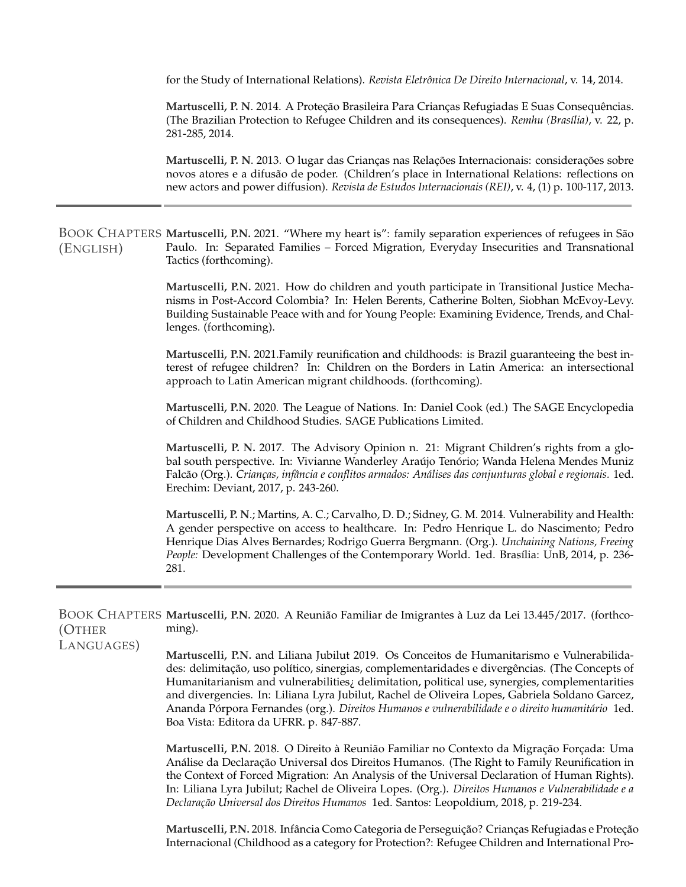for the Study of International Relations). *Revista Eletrônica De Direito Internacional*, v. 14, 2014.

**Martuscelli, P. N**. 2014. A Proteção Brasileira Para Crianças Refugiadas E Suas Consequências. (The Brazilian Protection to Refugee Children and its consequences). *Remhu (Brasília)*, v. 22, p. 281-285, 2014.

**Martuscelli, P. N**. 2013. O lugar das Crianças nas Relações Internacionais: considerações sobre novos atores e a difusão de poder. (Children's place in International Relations: reflections on new actors and power diffusion). *Revista de Estudos Internacionais (REI)*, v. 4, (1) p. 100-117, 2013.

## Book Chapters (English)

**Martuscelli, P.N.** 2021. "Where my heart is": family separation experiences of refugees in São Paulo. In: Separated Families – Forced Migration, Everyday Insecurities and Transnational Tactics (forthcoming).

**Martuscelli, P.N.** 2021. How do children and youth participate in Transitional Justice Mechanisms in Post-Accord Colombia? In: Helen Berents, Catherine Bolten, Siobhan McEvoy-Levy. Building Sustainable Peace with and for Young People: Examining Evidence, Trends, and Challenges. (forthcoming).

**Martuscelli, P.N.** 2021.Family reunification and childhoods: is Brazil guaranteeing the best interest of refugee children? In: Children on the Borders in Latin America: an intersectional approach to Latin American migrant childhoods. (forthcoming).

**Martuscelli, P.N.** 2020. The League of Nations. In: Daniel Cook (ed.) The SAGE Encyclopedia of Children and Childhood Studies. SAGE Publications Limited.

**Martuscelli, P. N.** 2017. The Advisory Opinion n. 21: Migrant Children's rights from a global south perspective. In: Vivianne Wanderley Araújo Tenório; Wanda Helena Mendes Muniz Falcão (Org.). *Crianças, infância e conflitos armados: Análises das conjunturas global e regionais.* 1ed. Erechim: Deviant, 2017, p. 243-260.

**Martuscelli, P. N.**; Martins, A. C.; Carvalho, D. D.; Sidney, G. M. 2014. Vulnerability and Health: A gender perspective on access to healthcare. In: Pedro Henrique L. do Nascimento; Pedro Henrique Dias Alves Bernardes; Rodrigo Guerra Bergmann. (Org.). *Unchaining Nations, Freeing People:* Development Challenges of the Contemporary World. 1ed. Brasília: UnB, 2014, p. 236-281.

## Book Chapters (Other Languages)

**Martuscelli, P.N.** 2020. A Reunião Familiar de Imigrantes à Luz da Lei 13.445/2017. (forthcoming).

**Martuscelli, P.N.** and Liliana Jubilut 2019. Os Conceitos de Humanitarismo e Vulnerabilidades: delimitação, uso político, sinergias, complementaridades e divergências. (The Concepts of Humanitarianism and vulnerabilities¿ delimitation, political use, synergies, complementarities and divergencies. In: Liliana Lyra Jubilut, Rachel de Oliveira Lopes, Gabriela Soldano Garcez, Ananda Pórpora Fernandes (org.). *Direitos Humanos e vulnerabilidade e o direito humanitário* 1ed. Boa Vista: Editora da UFRR. p. 847-887.

**Martuscelli, P.N.** 2018. O Direito à Reunião Familiar no Contexto da Migração Forçada: Uma Análise da Declaração Universal dos Direitos Humanos. (The Right to Family Reunification in the Context of Forced Migration: An Analysis of the Universal Declaration of Human Rights). In: Liliana Lyra Jubilut; Rachel de Oliveira Lopes. (Org.). *Direitos Humanos e Vulnerabilidade e a Declaração Universal dos Direitos Humanos* 1ed. Santos: Leopoldium, 2018, p. 219-234.

**Martuscelli, P.N.** 2018. Infância Como Categoria de Perseguição? Crianças Refugiadas e Proteção Internacional (Childhood as a category for Protection?: Refugee Children and International Pro-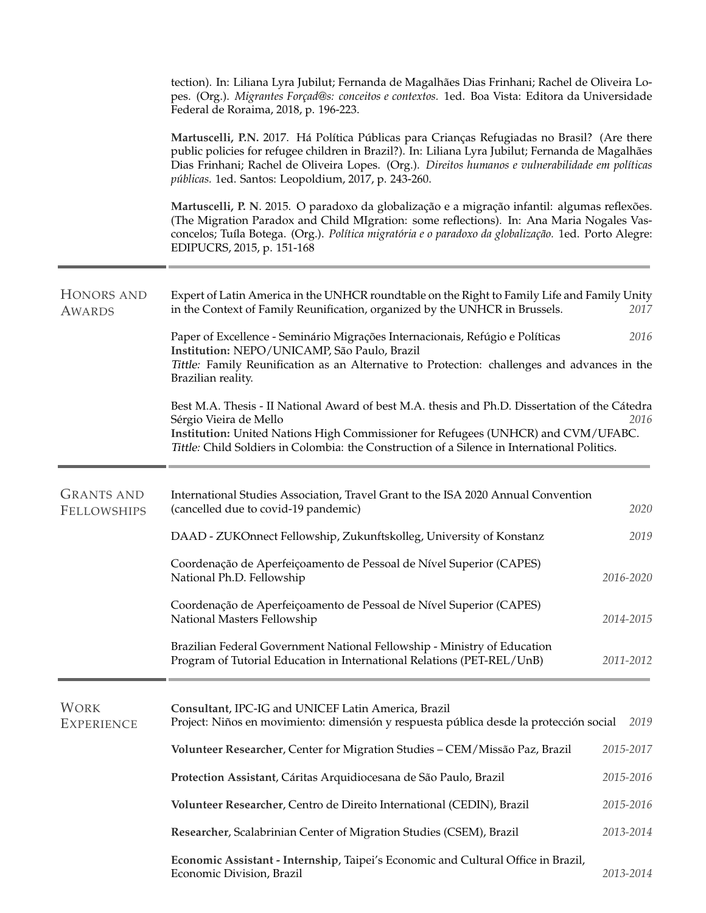tection). In: Liliana Lyra Jubilut; Fernanda de Magalhães Dias Frinhani; Rachel de Oliveira Lopes. (Org.). *Migrantes Forçad@s: conceitos e contextos.* 1ed. Boa Vista: Editora da Universidade Federal de Roraima, 2018, p. 196-223.

**Martuscelli, P.N.** 2017. Há Política Públicas para Crianças Refugiadas no Brasil? (Are there public policies for refugee children in Brazil?). In: Liliana Lyra Jubilut; Fernanda de Magalhães Dias Frinhani; Rachel de Oliveira Lopes. (Org.). *Direitos humanos e vulnerabilidade em políticas públicas.* 1ed. Santos: Leopoldium, 2017, p. 243-260.

**Martuscelli, P. N**. 2015. O paradoxo da globalização e a migração infantil: algumas reflexões. (The Migration Paradox and Child MIgration: some reflections). In: Ana Maria Nogales Vasconcelos; Tuíla Botega. (Org.). *Política migratória e o paradoxo da globalização.* 1ed. Porto Alegre: EDIPUCRS, 2015, p. 151-168

## Honors and Awards

Expert of Latin America in the UNHCR roundtable on the Right to Family Life and Family Unity in the Context of Family Reunification, organized by the UNHCR in Brussels. *2017*

Paper of Excellence - Seminário Migrações Internacionais, Refúgio e Políticas *2016*
**Institution:** NEPO/UNICAMP, São Paulo, Brazil
*Tittle:* Family Reunification as an Alternative to Protection: challenges and advances in the Brazilian reality.

Best M.A. Thesis - II National Award of best M.A. thesis and Ph.D. Dissertation of the Cátedra Sérgio Vieira de Mello *2016*
**Institution:** United Nations High Commissioner for Refugees (UNHCR) and CVM/UFABC.
*Tittle:* Child Soldiers in Colombia: the Construction of a Silence in International Politics.

## Grants and Fellowships

International Studies Association, Travel Grant to the ISA 2020 Annual Convention (cancelled due to covid-19 pandemic) *2020*

DAAD - ZUKOnnect Fellowship, Zukunftskolleg, University of Konstanz *2019*

Coordenação de Aperfeiçoamento de Pessoal de Nível Superior (CAPES) National Ph.D. Fellowship *2016-2020*

Coordenação de Aperfeiçoamento de Pessoal de Nível Superior (CAPES) National Masters Fellowship *2014-2015*

Brazilian Federal Government National Fellowship - Ministry of Education Program of Tutorial Education in International Relations (PET-REL/UnB) *2011-2012*

## Work Experience

**Consultant**, IPC-IG and UNICEF Latin America, Brazil
Project: Niños en movimiento: dimensión y respuesta pública desde la protección social *2019*

**Volunteer Researcher**, Center for Migration Studies – CEM/Missão Paz, Brazil *2015-2017*

**Protection Assistant**, Cáritas Arquidiocesana de São Paulo, Brazil *2015-2016*

**Volunteer Researcher**, Centro de Direito International (CEDIN), Brazil *2015-2016*

**Researcher**, Scalabrinian Center of Migration Studies (CSEM), Brazil *2013-2014*

**Economic Assistant - Internship**, Taipei's Economic and Cultural Office in Brazil, Economic Division, Brazil *2013-2014*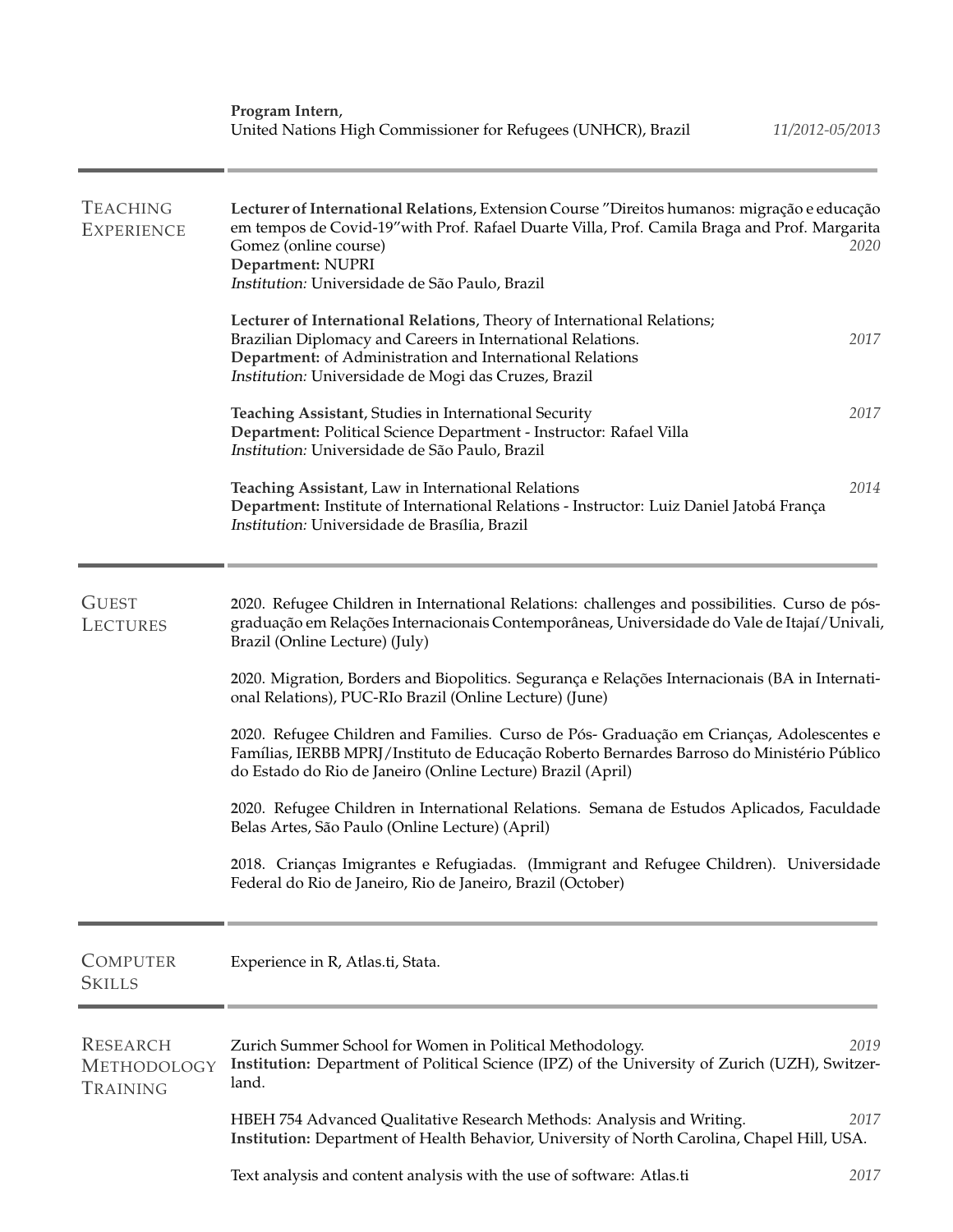**Program Intern**,
United Nations High Commissioner for Refugees (UNHCR), Brazil *11/2012-05/2013*

## Teaching Experience

**Lecturer of International Relations**, Extension Course "Direitos humanos: migração e educação em tempos de Covid-19"with Prof. Rafael Duarte Villa, Prof. Camila Braga and Prof. Margarita Gomez (online course) *2020*
**Department:** NUPRI
*Institution:* Universidade de São Paulo, Brazil

**Lecturer of International Relations**, Theory of International Relations; Brazilian Diplomacy and Careers in International Relations. *2017*
**Department:** of Administration and International Relations
*Institution:* Universidade de Mogi das Cruzes, Brazil

**Teaching Assistant**, Studies in International Security *2017*
**Department:** Political Science Department - Instructor: Rafael Villa
*Institution:* Universidade de São Paulo, Brazil

**Teaching Assistant**, Law in International Relations *2014*
**Department:** Institute of International Relations - Instructor: Luiz Daniel Jatobá França
*Institution:* Universidade de Brasília, Brazil

## Guest Lectures

2020. Refugee Children in International Relations: challenges and possibilities. Curso de pós-graduação em Relações Internacionais Contemporâneas, Universidade do Vale de Itajaí/Univali, Brazil (Online Lecture) (July)

2020. Migration, Borders and Biopolitics. Segurança e Relações Internacionais (BA in International Relations), PUC-RIo Brazil (Online Lecture) (June)

2020. Refugee Children and Families. Curso de Pós- Graduação em Crianças, Adolescentes e Famílias, IERBB MPRJ/Instituto de Educação Roberto Bernardes Barroso do Ministério Público do Estado do Rio de Janeiro (Online Lecture) Brazil (April)

2020. Refugee Children in International Relations. Semana de Estudos Aplicados, Faculdade Belas Artes, São Paulo (Online Lecture) (April)

2018. Crianças Imigrantes e Refugiadas. (Immigrant and Refugee Children). Universidade Federal do Rio de Janeiro, Rio de Janeiro, Brazil (October)

## Computer Skills

Experience in R, Atlas.ti, Stata.

## Research Methodology Training

Zurich Summer School for Women in Political Methodology. *2019*
**Institution:** Department of Political Science (IPZ) of the University of Zurich (UZH), Switzerland.

HBEH 754 Advanced Qualitative Research Methods: Analysis and Writing. *2017*
**Institution:** Department of Health Behavior, University of North Carolina, Chapel Hill, USA.

Text analysis and content analysis with the use of software: Atlas.ti *2017*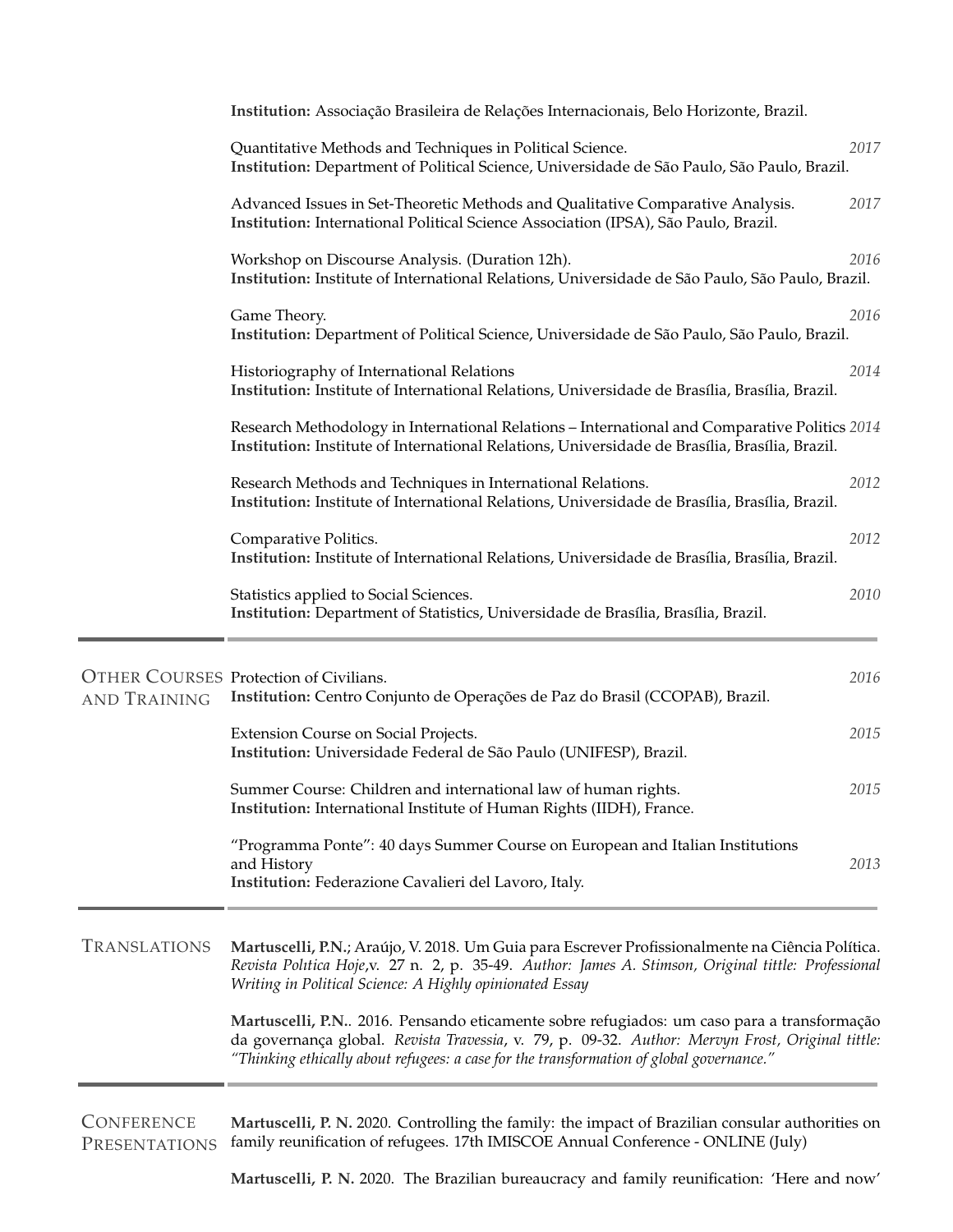**Institution:** Associação Brasileira de Relações Internacionais, Belo Horizonte, Brazil.

Quantitative Methods and Techniques in Political Science. *2017*
**Institution:** Department of Political Science, Universidade de São Paulo, São Paulo, Brazil.

Advanced Issues in Set-Theoretic Methods and Qualitative Comparative Analysis. *2017*
**Institution:** International Political Science Association (IPSA), São Paulo, Brazil.

Workshop on Discourse Analysis. (Duration 12h). *2016*
**Institution:** Institute of International Relations, Universidade de São Paulo, São Paulo, Brazil.

Game Theory. *2016*
**Institution:** Department of Political Science, Universidade de São Paulo, São Paulo, Brazil.

Historiography of International Relations *2014*
**Institution:** Institute of International Relations, Universidade de Brasília, Brasília, Brazil.

Research Methodology in International Relations – International and Comparative Politics *2014*
**Institution:** Institute of International Relations, Universidade de Brasília, Brasília, Brazil.

Research Methods and Techniques in International Relations. *2012*
**Institution:** Institute of International Relations, Universidade de Brasília, Brasília, Brazil.

Comparative Politics. *2012*
**Institution:** Institute of International Relations, Universidade de Brasília, Brasília, Brazil.

Statistics applied to Social Sciences. *2010*
**Institution:** Department of Statistics, Universidade de Brasília, Brasília, Brazil.

## Other Courses and Training

Protection of Civilians. *2016*
**Institution:** Centro Conjunto de Operações de Paz do Brasil (CCOPAB), Brazil.

Extension Course on Social Projects. *2015*
**Institution:** Universidade Federal de São Paulo (UNIFESP), Brazil.

Summer Course: Children and international law of human rights. *2015*
**Institution:** International Institute of Human Rights (IIDH), France.

"Programma Ponte": 40 days Summer Course on European and Italian Institutions and History *2013*
**Institution:** Federazione Cavalieri del Lavoro, Italy.

## Translations

**Martuscelli, P.N.**; Araújo, V. 2018. Um Guia para Escrever Profissionalmente na Ciência Política. *Revista Polıtica Hoje*,v. 27 n. 2, p. 35-49. *Author: James A. Stimson, Original tittle: Professional Writing in Political Science: A Highly opinionated Essay*

**Martuscelli, P.N.**. 2016. Pensando eticamente sobre refugiados: um caso para a transformação da governança global. *Revista Travessia*, v. 79, p. 09-32. *Author: Mervyn Frost, Original tittle: "Thinking ethically about refugees: a case for the transformation of global governance."*

## Conference Presentations

**Martuscelli, P. N.** 2020. Controlling the family: the impact of Brazilian consular authorities on family reunification of refugees. 17th IMISCOE Annual Conference - ONLINE (July)

**Martuscelli, P. N.** 2020. The Brazilian bureaucracy and family reunification: 'Here and now'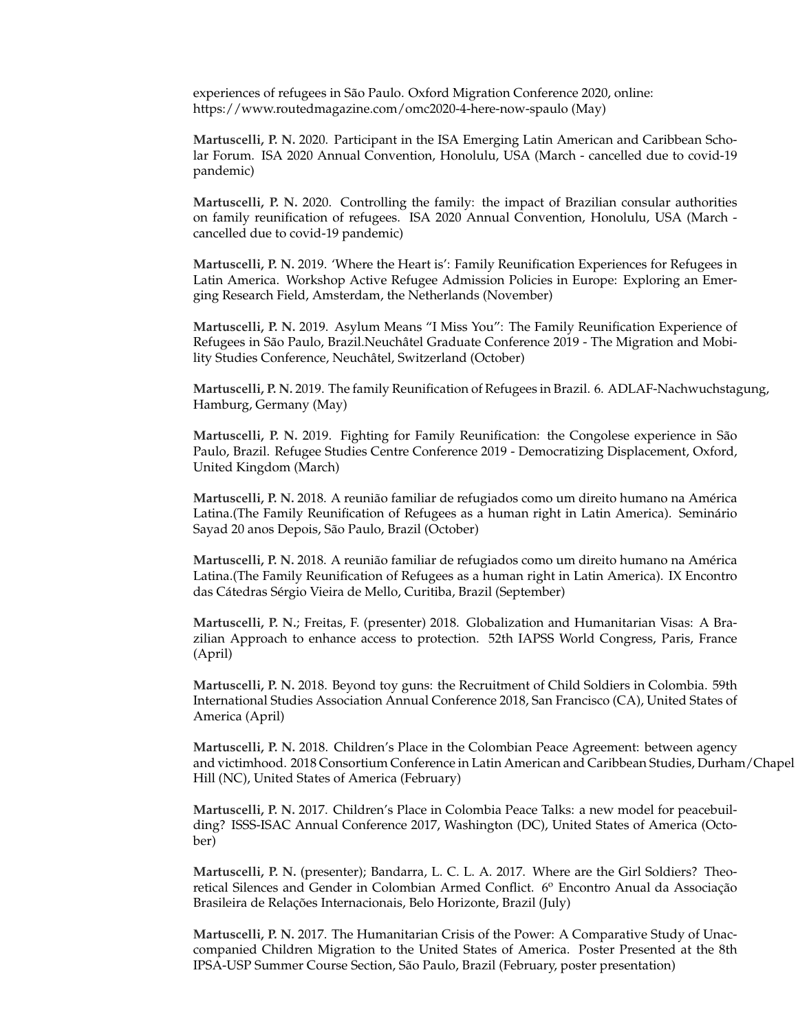experiences of refugees in São Paulo. Oxford Migration Conference 2020, online: https://www.routedmagazine.com/omc2020-4-here-now-spaulo (May)

**Martuscelli, P. N.** 2020. Participant in the ISA Emerging Latin American and Caribbean Scholar Forum. ISA 2020 Annual Convention, Honolulu, USA (March - cancelled due to covid-19 pandemic)

**Martuscelli, P. N.** 2020. Controlling the family: the impact of Brazilian consular authorities on family reunification of refugees. ISA 2020 Annual Convention, Honolulu, USA (March - cancelled due to covid-19 pandemic)

**Martuscelli, P. N.** 2019. 'Where the Heart is': Family Reunification Experiences for Refugees in Latin America. Workshop Active Refugee Admission Policies in Europe: Exploring an Emerging Research Field, Amsterdam, the Netherlands (November)

**Martuscelli, P. N.** 2019. Asylum Means "I Miss You": The Family Reunification Experience of Refugees in São Paulo, Brazil.Neuchâtel Graduate Conference 2019 - The Migration and Mobility Studies Conference, Neuchâtel, Switzerland (October)

**Martuscelli, P. N.** 2019. The family Reunification of Refugees in Brazil. 6. ADLAF-Nachwuchstagung, Hamburg, Germany (May)

**Martuscelli, P. N.** 2019. Fighting for Family Reunification: the Congolese experience in São Paulo, Brazil. Refugee Studies Centre Conference 2019 - Democratizing Displacement, Oxford, United Kingdom (March)

**Martuscelli, P. N.** 2018. A reunião familiar de refugiados como um direito humano na América Latina.(The Family Reunification of Refugees as a human right in Latin America). Seminário Sayad 20 anos Depois, São Paulo, Brazil (October)

**Martuscelli, P. N.** 2018. A reunião familiar de refugiados como um direito humano na América Latina.(The Family Reunification of Refugees as a human right in Latin America). IX Encontro das Cátedras Sérgio Vieira de Mello, Curitiba, Brazil (September)

**Martuscelli, P. N.**; Freitas, F. (presenter) 2018. Globalization and Humanitarian Visas: A Brazilian Approach to enhance access to protection. 52th IAPSS World Congress, Paris, France (April)

**Martuscelli, P. N.** 2018. Beyond toy guns: the Recruitment of Child Soldiers in Colombia. 59th International Studies Association Annual Conference 2018, San Francisco (CA), United States of America (April)

**Martuscelli, P. N.** 2018. Children's Place in the Colombian Peace Agreement: between agency and victimhood. 2018 Consortium Conference in Latin American and Caribbean Studies, Durham/Chapel Hill (NC), United States of America (February)

**Martuscelli, P. N.** 2017. Children's Place in Colombia Peace Talks: a new model for peacebuilding? ISSS-ISAC Annual Conference 2017, Washington (DC), United States of America (October)

**Martuscelli, P. N.** (presenter); Bandarra, L. C. L. A. 2017. Where are the Girl Soldiers? Theoretical Silences and Gender in Colombian Armed Conflict. 6º Encontro Anual da Associação Brasileira de Relações Internacionais, Belo Horizonte, Brazil (July)

**Martuscelli, P. N.** 2017. The Humanitarian Crisis of the Power: A Comparative Study of Unaccompanied Children Migration to the United States of America. Poster Presented at the 8th IPSA-USP Summer Course Section, São Paulo, Brazil (February, poster presentation)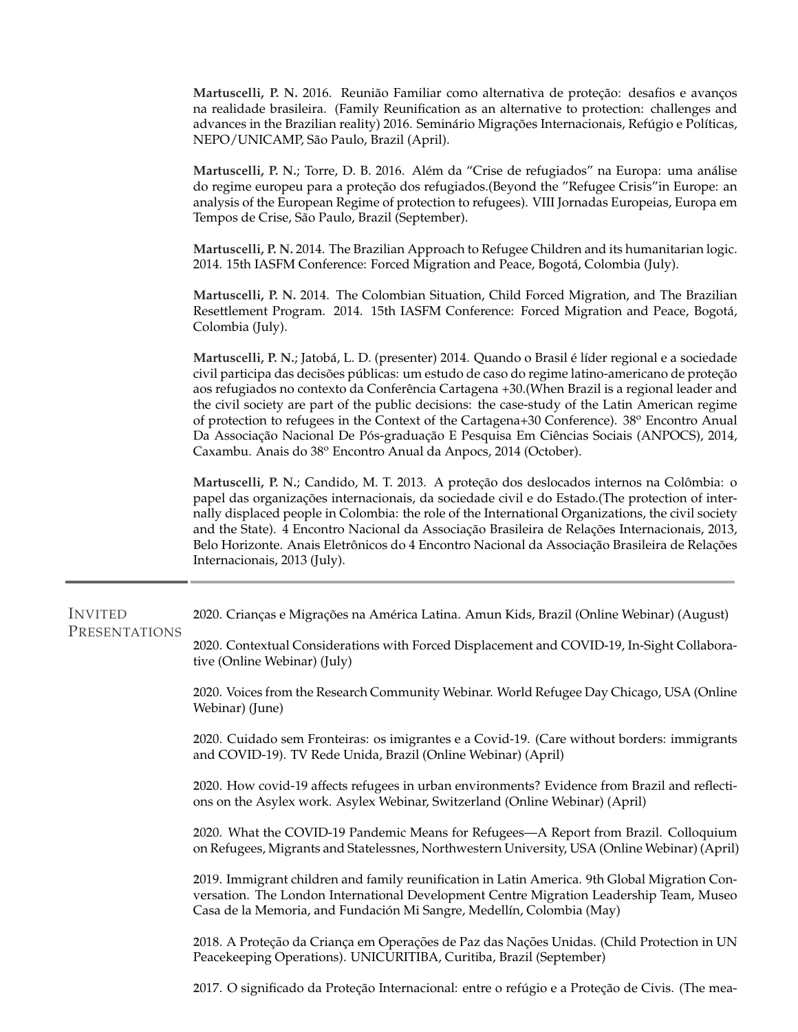**Martuscelli, P. N.** 2016. Reunião Familiar como alternativa de proteção: desafios e avanços na realidade brasileira. (Family Reunification as an alternative to protection: challenges and advances in the Brazilian reality) 2016. Seminário Migrações Internacionais, Refúgio e Políticas, NEPO/UNICAMP, São Paulo, Brazil (April).

**Martuscelli, P. N.**; Torre, D. B. 2016. Além da "Crise de refugiados" na Europa: uma análise do regime europeu para a proteção dos refugiados.(Beyond the "Refugee Crisis"in Europe: an analysis of the European Regime of protection to refugees). VIII Jornadas Europeias, Europa em Tempos de Crise, São Paulo, Brazil (September).

**Martuscelli, P. N.** 2014. The Brazilian Approach to Refugee Children and its humanitarian logic. 2014. 15th IASFM Conference: Forced Migration and Peace, Bogotá, Colombia (July).

**Martuscelli, P. N.** 2014. The Colombian Situation, Child Forced Migration, and The Brazilian Resettlement Program. 2014. 15th IASFM Conference: Forced Migration and Peace, Bogotá, Colombia (July).

**Martuscelli, P. N.**; Jatobá, L. D. (presenter) 2014. Quando o Brasil é líder regional e a sociedade civil participa das decisões públicas: um estudo de caso do regime latino-americano de proteção aos refugiados no contexto da Conferência Cartagena +30.(When Brazil is a regional leader and the civil society are part of the public decisions: the case-study of the Latin American regime of protection to refugees in the Context of the Cartagena+30 Conference). 38º Encontro Anual Da Associação Nacional De Pós-graduação E Pesquisa Em Ciências Sociais (ANPOCS), 2014, Caxambu. Anais do 38º Encontro Anual da Anpocs, 2014 (October).

**Martuscelli, P. N.**; Candido, M. T. 2013. A proteção dos deslocados internos na Colômbia: o papel das organizações internacionais, da sociedade civil e do Estado.(The protection of internally displaced people in Colombia: the role of the International Organizations, the civil society and the State). 4 Encontro Nacional da Associação Brasileira de Relações Internacionais, 2013, Belo Horizonte. Anais Eletrônicos do 4 Encontro Nacional da Associação Brasileira de Relações Internacionais, 2013 (July).

## Invited Presentations

2020. Crianças e Migrações na América Latina. Amun Kids, Brazil (Online Webinar) (August)

2020. Contextual Considerations with Forced Displacement and COVID-19, In-Sight Collaborative (Online Webinar) (July)

2020. Voices from the Research Community Webinar. World Refugee Day Chicago, USA (Online Webinar) (June)

2020. Cuidado sem Fronteiras: os imigrantes e a Covid-19. (Care without borders: immigrants and COVID-19). TV Rede Unida, Brazil (Online Webinar) (April)

2020. How covid-19 affects refugees in urban environments? Evidence from Brazil and reflections on the Asylex work. Asylex Webinar, Switzerland (Online Webinar) (April)

2020. What the COVID-19 Pandemic Means for Refugees—A Report from Brazil. Colloquium on Refugees, Migrants and Statelessnes, Northwestern University, USA (Online Webinar) (April)

2019. Immigrant children and family reunification in Latin America. 9th Global Migration Conversation. The London International Development Centre Migration Leadership Team, Museo Casa de la Memoria, and Fundación Mi Sangre, Medellín, Colombia (May)

2018. A Proteção da Criança em Operações de Paz das Nações Unidas. (Child Protection in UN Peacekeeping Operations). UNICURITIBA, Curitiba, Brazil (September)

2017. O significado da Proteção Internacional: entre o refúgio e a Proteção de Civis. (The mea-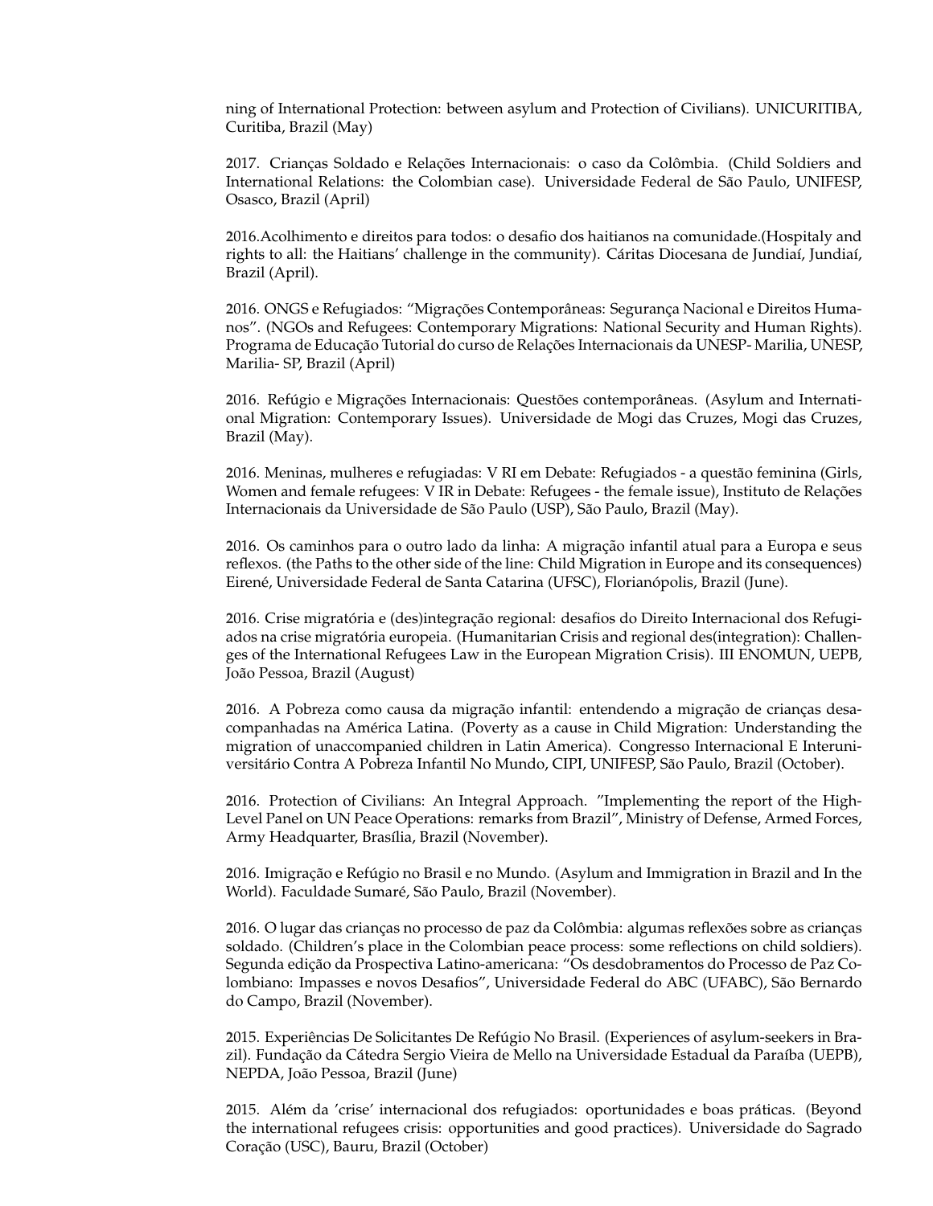ning of International Protection: between asylum and Protection of Civilians). UNICURITIBA, Curitiba, Brazil (May)

2017. Crianças Soldado e Relações Internacionais: o caso da Colômbia. (Child Soldiers and International Relations: the Colombian case). Universidade Federal de São Paulo, UNIFESP, Osasco, Brazil (April)

2016.Acolhimento e direitos para todos: o desafio dos haitianos na comunidade.(Hospitaly and rights to all: the Haitians' challenge in the community). Cáritas Diocesana de Jundiaí, Jundiaí, Brazil (April).

2016. ONGS e Refugiados: "Migrações Contemporâneas: Segurança Nacional e Direitos Humanos". (NGOs and Refugees: Contemporary Migrations: National Security and Human Rights). Programa de Educação Tutorial do curso de Relações Internacionais da UNESP- Marilia, UNESP, Marilia- SP, Brazil (April)

2016. Refúgio e Migrações Internacionais: Questões contemporâneas. (Asylum and International Migration: Contemporary Issues). Universidade de Mogi das Cruzes, Mogi das Cruzes, Brazil (May).

2016. Meninas, mulheres e refugiadas: V RI em Debate: Refugiados - a questão feminina (Girls, Women and female refugees: V IR in Debate: Refugees - the female issue), Instituto de Relações Internacionais da Universidade de São Paulo (USP), São Paulo, Brazil (May).

2016. Os caminhos para o outro lado da linha: A migração infantil atual para a Europa e seus reflexos. (the Paths to the other side of the line: Child Migration in Europe and its consequences) Eirené, Universidade Federal de Santa Catarina (UFSC), Florianópolis, Brazil (June).

2016. Crise migratória e (des)integração regional: desafios do Direito Internacional dos Refugiados na crise migratória europeia. (Humanitarian Crisis and regional des(integration): Challenges of the International Refugees Law in the European Migration Crisis). III ENOMUN, UEPB, João Pessoa, Brazil (August)

2016. A Pobreza como causa da migração infantil: entendendo a migração de crianças desacompanhadas na América Latina. (Poverty as a cause in Child Migration: Understanding the migration of unaccompanied children in Latin America). Congresso Internacional E Interuniversitário Contra A Pobreza Infantil No Mundo, CIPI, UNIFESP, São Paulo, Brazil (October).

2016. Protection of Civilians: An Integral Approach. "Implementing the report of the High-Level Panel on UN Peace Operations: remarks from Brazil", Ministry of Defense, Armed Forces, Army Headquarter, Brasília, Brazil (November).

2016. Imigração e Refúgio no Brasil e no Mundo. (Asylum and Immigration in Brazil and In the World). Faculdade Sumaré, São Paulo, Brazil (November).

2016. O lugar das crianças no processo de paz da Colômbia: algumas reflexões sobre as crianças soldado. (Children's place in the Colombian peace process: some reflections on child soldiers). Segunda edição da Prospectiva Latino-americana: "Os desdobramentos do Processo de Paz Colombiano: Impasses e novos Desafios", Universidade Federal do ABC (UFABC), São Bernardo do Campo, Brazil (November).

2015. Experiências De Solicitantes De Refúgio No Brasil. (Experiences of asylum-seekers in Brazil). Fundação da Cátedra Sergio Vieira de Mello na Universidade Estadual da Paraíba (UEPB), NEPDA, João Pessoa, Brazil (June)

2015. Além da 'crise' internacional dos refugiados: oportunidades e boas práticas. (Beyond the international refugees crisis: opportunities and good practices). Universidade do Sagrado Coração (USC), Bauru, Brazil (October)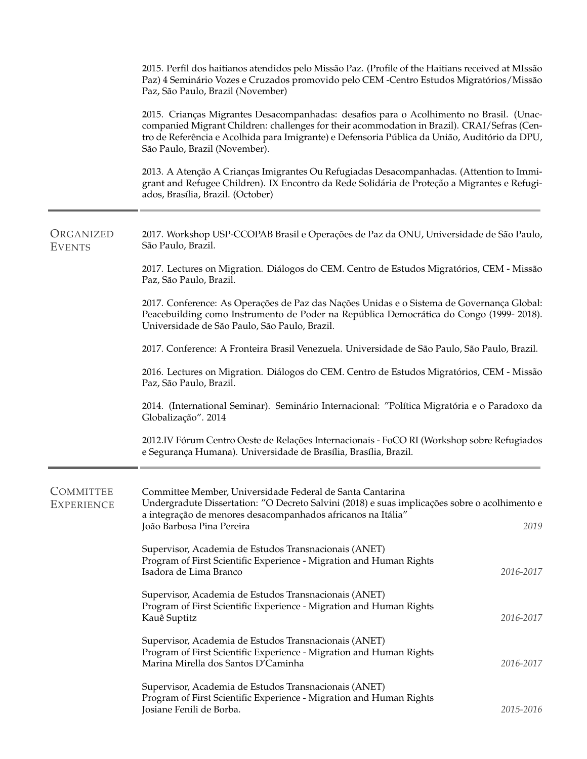2015. Perfil dos haitianos atendidos pelo Missão Paz. (Profile of the Haitians received at MIssão Paz) 4 Seminário Vozes e Cruzados promovido pelo CEM -Centro Estudos Migratórios/Missão Paz, São Paulo, Brazil (November)

2015. Crianças Migrantes Desacompanhadas: desafios para o Acolhimento no Brasil. (Unaccompanied Migrant Children: challenges for their acommodation in Brazil). CRAI/Sefras (Centro de Referência e Acolhida para Imigrante) e Defensoria Pública da União, Auditório da DPU, São Paulo, Brazil (November).

2013. A Atenção A Crianças Imigrantes Ou Refugiadas Desacompanhadas. (Attention to Immigrant and Refugee Children). IX Encontro da Rede Solidária de Proteção a Migrantes e Refugiados, Brasília, Brazil. (October)

## Organized Events

2017. Workshop USP-CCOPAB Brasil e Operações de Paz da ONU, Universidade de São Paulo, São Paulo, Brazil.

2017. Lectures on Migration. Diálogos do CEM. Centro de Estudos Migratórios, CEM - Missão Paz, São Paulo, Brazil.

2017. Conference: As Operações de Paz das Nações Unidas e o Sistema de Governança Global: Peacebuilding como Instrumento de Poder na República Democrática do Congo (1999- 2018). Universidade de São Paulo, São Paulo, Brazil.

2017. Conference: A Fronteira Brasil Venezuela. Universidade de São Paulo, São Paulo, Brazil.

2016. Lectures on Migration. Diálogos do CEM. Centro de Estudos Migratórios, CEM - Missão Paz, São Paulo, Brazil.

2014. (International Seminar). Seminário Internacional: ”Política Migratória e o Paradoxo da Globalização”. 2014

2012.IV Fórum Centro Oeste de Relações Internacionais - FoCO RI (Workshop sobre Refugiados e Segurança Humana). Universidade de Brasília, Brasília, Brazil.

## Committee Experience

Committee Member, Universidade Federal de Santa Catarina
Undergradute Dissertation: ”O Decreto Salvini (2018) e suas implicações sobre o acolhimento e a integração de menores desacompanhados africanos na Itália”
João Barbosa Pina Pereira *2019*

Supervisor, Academia de Estudos Transnacionais (ANET)
Program of First Scientific Experience - Migration and Human Rights
Isadora de Lima Branco *2016-2017*

Supervisor, Academia de Estudos Transnacionais (ANET)
Program of First Scientific Experience - Migration and Human Rights
Kauê Suptitz *2016-2017*

Supervisor, Academia de Estudos Transnacionais (ANET)
Program of First Scientific Experience - Migration and Human Rights
Marina Mirella dos Santos D'Caminha *2016-2017*

Supervisor, Academia de Estudos Transnacionais (ANET)
Program of First Scientific Experience - Migration and Human Rights
Josiane Fenili de Borba. *2015-2016*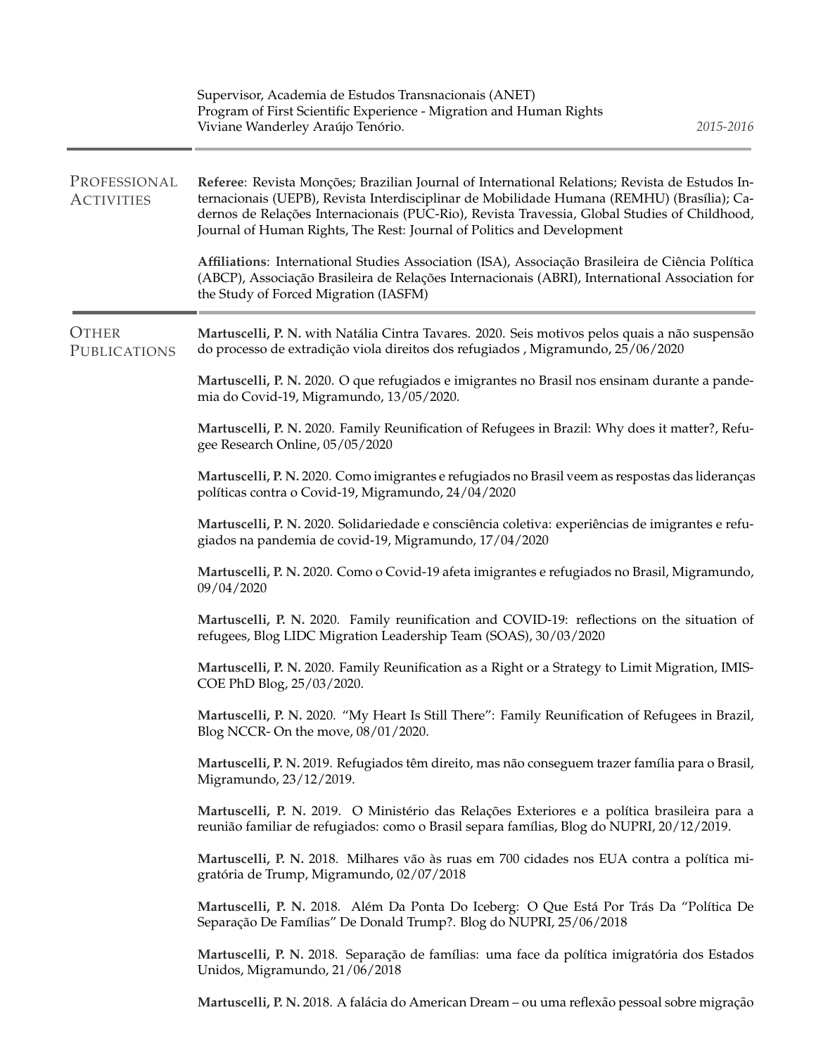Supervisor, Academia de Estudos Transnacionais (ANET)
Program of First Scientific Experience - Migration and Human Rights
Viviane Wanderley Araújo Tenório. *2015-2016*

## Professional Activities

**Referee**: Revista Monções; Brazilian Journal of International Relations; Revista de Estudos Internacionais (UEPB), Revista Interdisciplinar de Mobilidade Humana (REMHU) (Brasília); Cadernos de Relações Internacionais (PUC-Rio), Revista Travessia, Global Studies of Childhood, Journal of Human Rights, The Rest: Journal of Politics and Development

**Affiliations**: International Studies Association (ISA), Associação Brasileira de Ciência Política (ABCP), Associação Brasileira de Relações Internacionais (ABRI), International Association for the Study of Forced Migration (IASFM)

## Other Publications

**Martuscelli, P. N.** with Natália Cintra Tavares. 2020. Seis motivos pelos quais a não suspensão do processo de extradição viola direitos dos refugiados , Migramundo, 25/06/2020

**Martuscelli, P. N.** 2020. O que refugiados e imigrantes no Brasil nos ensinam durante a pandemia do Covid-19, Migramundo, 13/05/2020.

**Martuscelli, P. N.** 2020. Family Reunification of Refugees in Brazil: Why does it matter?, Refugee Research Online, 05/05/2020

**Martuscelli, P. N.** 2020. Como imigrantes e refugiados no Brasil veem as respostas das lideranças políticas contra o Covid-19, Migramundo, 24/04/2020

**Martuscelli, P. N.** 2020. Solidariedade e consciência coletiva: experiências de imigrantes e refugiados na pandemia de covid-19, Migramundo, 17/04/2020

**Martuscelli, P. N.** 2020. Como o Covid-19 afeta imigrantes e refugiados no Brasil, Migramundo, 09/04/2020

**Martuscelli, P. N.** 2020. Family reunification and COVID-19: reflections on the situation of refugees, Blog LIDC Migration Leadership Team (SOAS), 30/03/2020

**Martuscelli, P. N.** 2020. Family Reunification as a Right or a Strategy to Limit Migration, IMISCOE PhD Blog, 25/03/2020.

**Martuscelli, P. N.** 2020. "My Heart Is Still There": Family Reunification of Refugees in Brazil, Blog NCCR- On the move, 08/01/2020.

**Martuscelli, P. N.** 2019. Refugiados têm direito, mas não conseguem trazer família para o Brasil, Migramundo, 23/12/2019.

**Martuscelli, P. N.** 2019. O Ministério das Relações Exteriores e a política brasileira para a reunião familiar de refugiados: como o Brasil separa famílias, Blog do NUPRI, 20/12/2019.

**Martuscelli, P. N.** 2018. Milhares vão às ruas em 700 cidades nos EUA contra a política migratória de Trump, Migramundo, 02/07/2018

**Martuscelli, P. N.** 2018. Além Da Ponta Do Iceberg: O Que Está Por Trás Da "Política De Separação De Famílias" De Donald Trump?. Blog do NUPRI, 25/06/2018

**Martuscelli, P. N.** 2018. Separação de famílias: uma face da política imigratória dos Estados Unidos, Migramundo, 21/06/2018

**Martuscelli, P. N.** 2018. A falácia do American Dream – ou uma reflexão pessoal sobre migração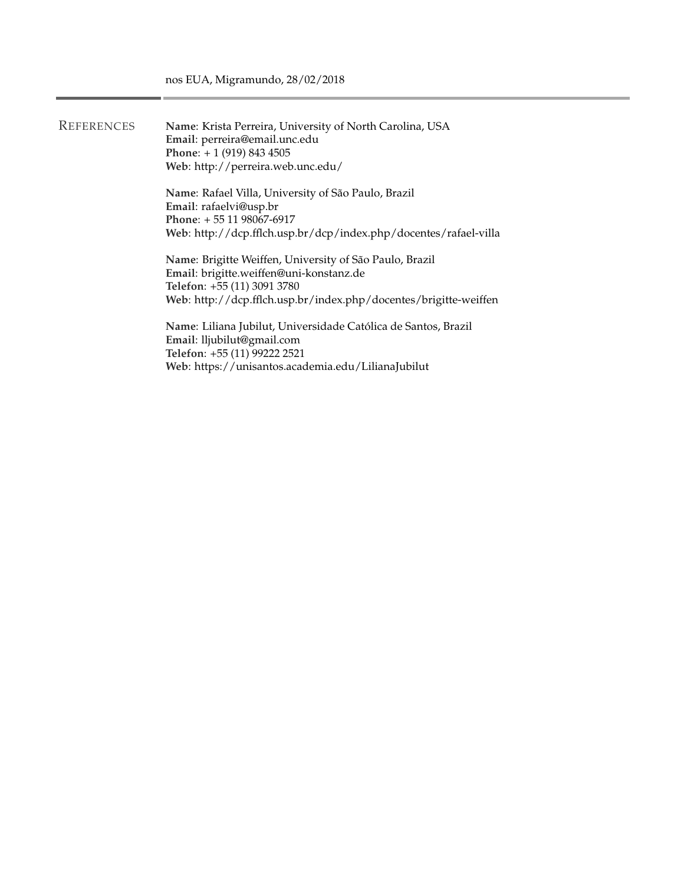nos EUA, Migramundo, 28/02/2018

## References

**Name**: Krista Perreira, University of North Carolina, USA
**Email**: perreira@email.unc.edu
**Phone**: + 1 (919) 843 4505
**Web**: http://perreira.web.unc.edu/

**Name**: Rafael Villa, University of São Paulo, Brazil
**Email**: rafaelvi@usp.br
**Phone**: + 55 11 98067-6917
**Web**: http://dcp.fflch.usp.br/dcp/index.php/docentes/rafael-villa

**Name**: Brigitte Weiffen, University of São Paulo, Brazil
**Email**: brigitte.weiffen@uni-konstanz.de
**Telefon**: +55 (11) 3091 3780
**Web**: http://dcp.fflch.usp.br/index.php/docentes/brigitte-weiffen

**Name**: Liliana Jubilut, Universidade Católica de Santos, Brazil
**Email**: lljubilut@gmail.com
**Telefon**: +55 (11) 99222 2521
**Web**: https://unisantos.academia.edu/LilianaJubilut